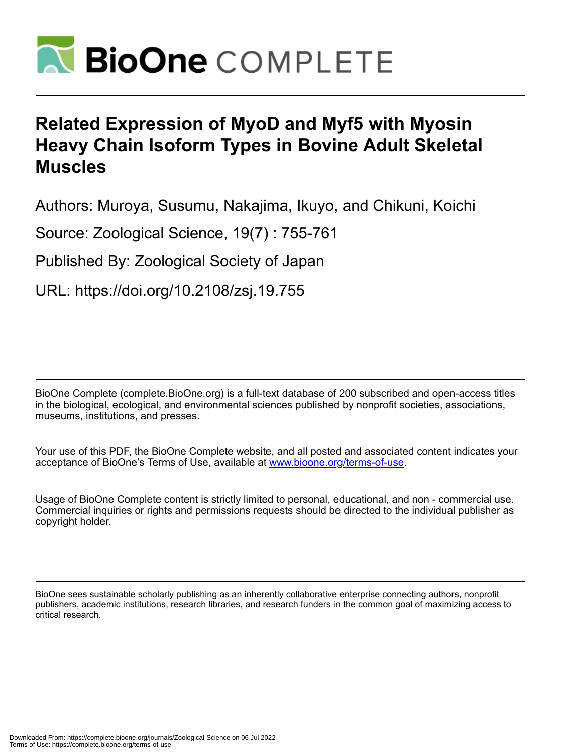# BioOne COMPLETE

# Related Expression of MyoD and Myf5 with Myosin Heavy Chain Isoform Types in Bovine Adult Skeletal Muscles

Authors: Muroya, Susumu, Nakajima, Ikuyo, and Chikuni, Koichi

Source: Zoological Science, 19(7) : 755-761

Published By: Zoological Society of Japan

URL: https://doi.org/10.2108/zsj.19.755

BioOne Complete (complete.BioOne.org) is a full-text database of 200 subscribed and open-access titles in the biological, ecological, and environmental sciences published by nonprofit societies, associations, museums, institutions, and presses.

Your use of this PDF, the BioOne Complete website, and all posted and associated content indicates your acceptance of BioOne's Terms of Use, available at www.bioone.org/terms-of-use.

Usage of BioOne Complete content is strictly limited to personal, educational, and non - commercial use. Commercial inquiries or rights and permissions requests should be directed to the individual publisher as copyright holder.

BioOne sees sustainable scholarly publishing as an inherently collaborative enterprise connecting authors, nonprofit publishers, academic institutions, research libraries, and research funders in the common goal of maximizing access to critical research.

Downloaded From: https://complete.bioone.org/journals/Zoological-Science on 06 Jul 2022
Terms of Use: https://complete.bioone.org/terms-of-use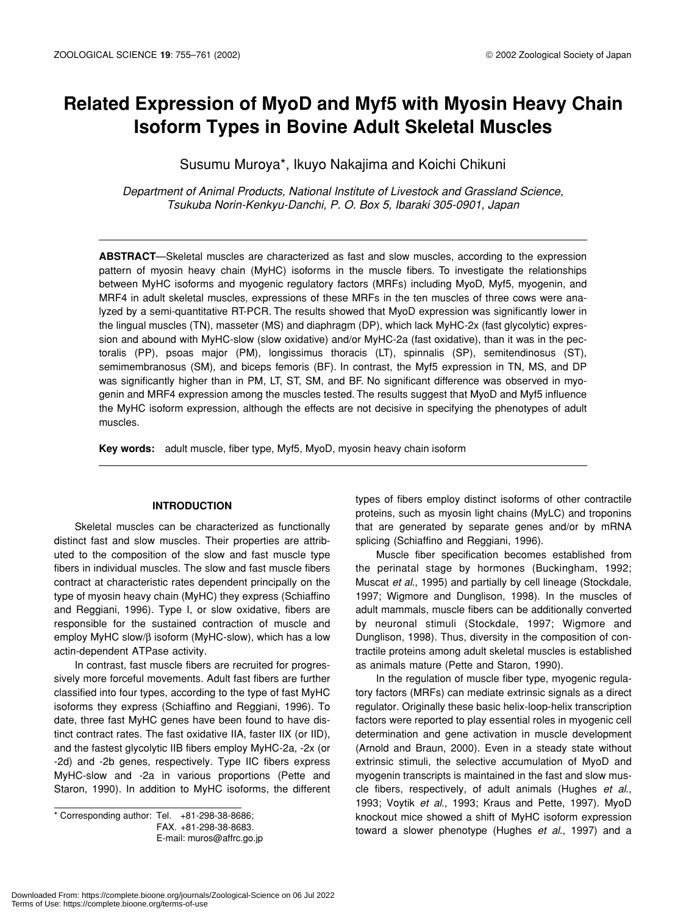# Related Expression of MyoD and Myf5 with Myosin Heavy Chain Isoform Types in Bovine Adult Skeletal Muscles

Susumu Muroya*, Ikuyo Nakajima and Koichi Chikuni

*Department of Animal Products, National Institute of Livestock and Grassland Science, Tsukuba Norin-Kenkyu-Danchi, P. O. Box 5, Ibaraki 305-0901, Japan*

**ABSTRACT**—Skeletal muscles are characterized as fast and slow muscles, according to the expression pattern of myosin heavy chain (MyHC) isoforms in the muscle fibers. To investigate the relationships between MyHC isoforms and myogenic regulatory factors (MRFs) including MyoD, Myf5, myogenin, and MRF4 in adult skeletal muscles, expressions of these MRFs in the ten muscles of three cows were analyzed by a semi-quantitative RT-PCR. The results showed that MyoD expression was significantly lower in the lingual muscles (TN), masseter (MS) and diaphragm (DP), which lack MyHC-2x (fast glycolytic) expression and abound with MyHC-slow (slow oxidative) and/or MyHC-2a (fast oxidative), than it was in the pectoralis (PP), psoas major (PM), longissimus thoracis (LT), spinnalis (SP), semitendinosus (ST), semimembranosus (SM), and biceps femoris (BF). In contrast, the Myf5 expression in TN, MS, and DP was significantly higher than in PM, LT, ST, SM, and BF. No significant difference was observed in myogenin and MRF4 expression among the muscles tested. The results suggest that MyoD and Myf5 influence the MyHC isoform expression, although the effects are not decisive in specifying the phenotypes of adult muscles.

**Key words:** adult muscle, fiber type, Myf5, MyoD, myosin heavy chain isoform

## INTRODUCTION

Skeletal muscles can be characterized as functionally distinct fast and slow muscles. Their properties are attributed to the composition of the slow and fast muscle type fibers in individual muscles. The slow and fast muscle fibers contract at characteristic rates dependent principally on the type of myosin heavy chain (MyHC) they express (Schiaffino and Reggiani, 1996). Type I, or slow oxidative, fibers are responsible for the sustained contraction of muscle and employ MyHC slow/β isoform (MyHC-slow), which has a low actin-dependent ATPase activity.

In contrast, fast muscle fibers are recruited for progressively more forceful movements. Adult fast fibers are further classified into four types, according to the type of fast MyHC isoforms they express (Schiaffino and Reggiani, 1996). To date, three fast MyHC genes have been found to have distinct contract rates. The fast oxidative IIA, faster IIX (or IID), and the fastest glycolytic IIB fibers employ MyHC-2a, -2x (or -2d) and -2b genes, respectively. Type IIC fibers express MyHC-slow and -2a in various proportions (Pette and Staron, 1990). In addition to MyHC isoforms, the different types of fibers employ distinct isoforms of other contractile proteins, such as myosin light chains (MyLC) and troponins that are generated by separate genes and/or by mRNA splicing (Schiaffino and Reggiani, 1996).

Muscle fiber specification becomes established from the perinatal stage by hormones (Buckingham, 1992; Muscat *et al*., 1995) and partially by cell lineage (Stockdale, 1997; Wigmore and Dunglison, 1998). In the muscles of adult mammals, muscle fibers can be additionally converted by neuronal stimuli (Stockdale, 1997; Wigmore and Dunglison, 1998). Thus, diversity in the composition of contractile proteins among adult skeletal muscles is established as animals mature (Pette and Staron, 1990).

In the regulation of muscle fiber type, myogenic regulatory factors (MRFs) can mediate extrinsic signals as a direct regulator. Originally these basic helix-loop-helix transcription factors were reported to play essential roles in myogenic cell determination and gene activation in muscle development (Arnold and Braun, 2000). Even in a steady state without extrinsic stimuli, the selective accumulation of MyoD and myogenin transcripts is maintained in the fast and slow muscle fibers, respectively, of adult animals (Hughes *et al*., 1993; Voytik *et al*., 1993; Kraus and Pette, 1997). MyoD knockout mice showed a shift of MyHC isoform expression toward a slower phenotype (Hughes *et al*., 1997) and a

* Corresponding author: Tel. +81-298-38-8686;
FAX. +81-298-38-8683.
E-mail: muros@affrc.go.jp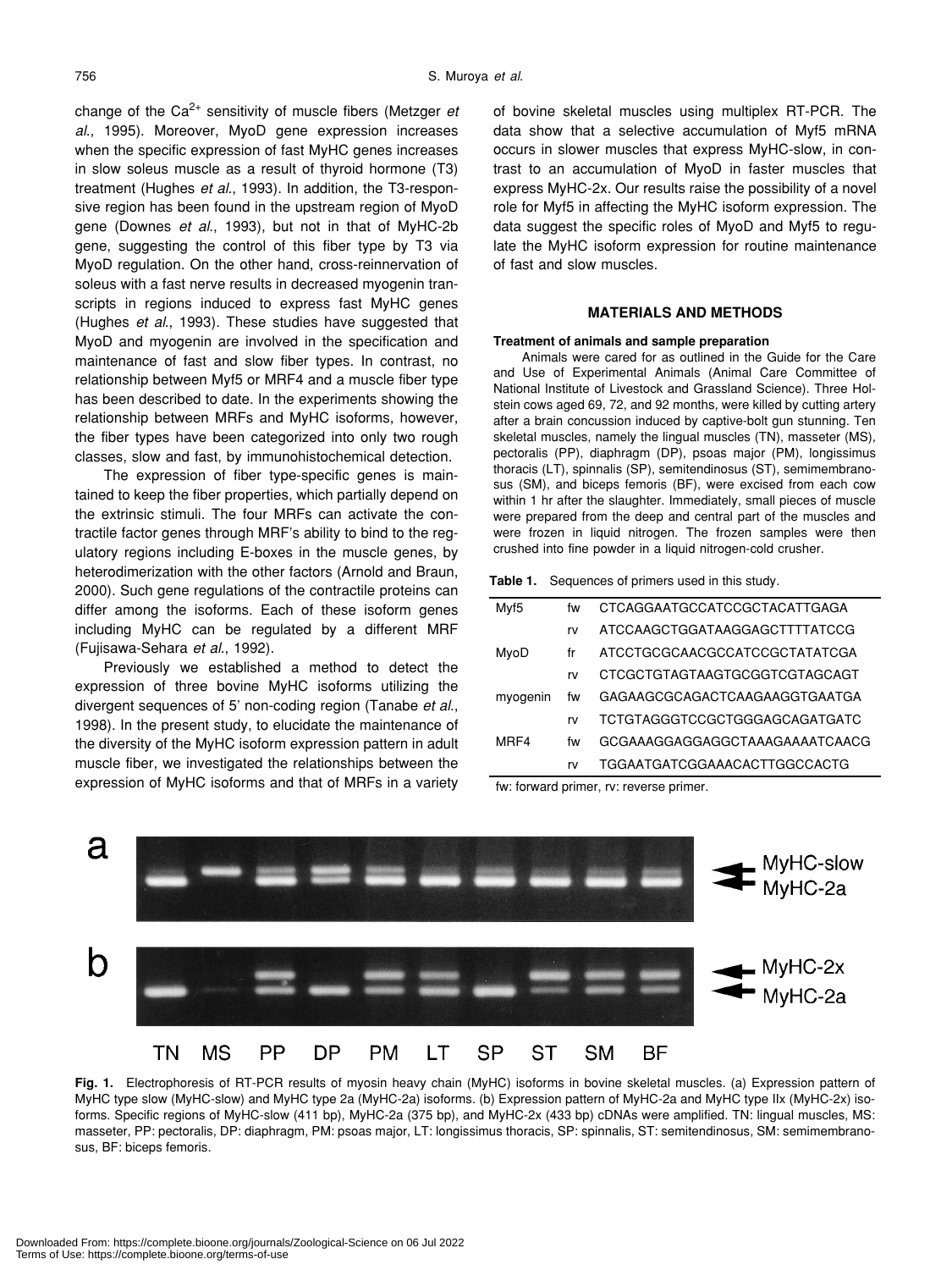change of the $Ca^{2+}$ sensitivity of muscle fibers (Metzger *et al.*, 1995). Moreover, MyoD gene expression increases when the specific expression of fast MyHC genes increases in slow soleus muscle as a result of thyroid hormone (T3) treatment (Hughes *et al.*, 1993). In addition, the T3-responsive region has been found in the upstream region of MyoD gene (Downes *et al.*, 1993), but not in that of MyHC-2b gene, suggesting the control of this fiber type by T3 via MyoD regulation. On the other hand, cross-reinnervation of soleus with a fast nerve results in decreased myogenin transcripts in regions induced to express fast MyHC genes (Hughes *et al.*, 1993). These studies have suggested that MyoD and myogenin are involved in the specification and maintenance of fast and slow fiber types. In contrast, no relationship between Myf5 or MRF4 and a muscle fiber type has been described to date. In the experiments showing the relationship between MRFs and MyHC isoforms, however, the fiber types have been categorized into only two rough classes, slow and fast, by immunohistochemical detection.

The expression of fiber type-specific genes is maintained to keep the fiber properties, which partially depend on the extrinsic stimuli. The four MRFs can activate the contractile factor genes through MRF's ability to bind to the regulatory regions including E-boxes in the muscle genes, by heterodimerization with the other factors (Arnold and Braun, 2000). Such gene regulations of the contractile proteins can differ among the isoforms. Each of these isoform genes including MyHC can be regulated by a different MRF (Fujisawa-Sehara *et al.*, 1992).

Previously we established a method to detect the expression of three bovine MyHC isoforms utilizing the divergent sequences of 5' non-coding region (Tanabe *et al.*, 1998). In the present study, to elucidate the maintenance of the diversity of the MyHC isoform expression pattern in adult muscle fiber, we investigated the relationships between the expression of MyHC isoforms and that of MRFs in a variety of bovine skeletal muscles using multiplex RT-PCR. The data show that a selective accumulation of Myf5 mRNA occurs in slower muscles that express MyHC-slow, in contrast to an accumulation of MyoD in faster muscles that express MyHC-2x. Our results raise the possibility of a novel role for Myf5 in affecting the MyHC isoform expression. The data suggest the specific roles of MyoD and Myf5 to regulate the MyHC isoform expression for routine maintenance of fast and slow muscles.

## MATERIALS AND METHODS

### Treatment of animals and sample preparation

Animals were cared for as outlined in the Guide for the Care and Use of Experimental Animals (Animal Care Committee of National Institute of Livestock and Grassland Science). Three Holstein cows aged 69, 72, and 92 months, were killed by cutting artery after a brain concussion induced by captive-bolt gun stunning. Ten skeletal muscles, namely the lingual muscles (TN), masseter (MS), pectoralis (PP), diaphragm (DP), psoas major (PM), longissimus thoracis (LT), spinnalis (SP), semitendinosus (ST), semimembranosus (SM), and biceps femoris (BF), were excised from each cow within 1 hr after the slaughter. Immediately, small pieces of muscle were prepared from the deep and central part of the muscles and were frozen in liquid nitrogen. The frozen samples were then crushed into fine powder in a liquid nitrogen-cold crusher.

**Table 1.** Sequences of primers used in this study.

| | | |
|---|---|---|
| Myf5 | fw | CTCAGGAATGCCATCCGCTACATTGAGA |
| | rv | ATCCAAGCTGGATAAGGAGCTTTTATCCG |
| MyoD | fr | ATCCTGCGCAACGCCATCCGCTATATCGA |
| | rv | CTCGCTGTAGTAAGTGCGGTCGTAGCAGT |
| myogenin | fw | GAGAAGCGCAGACTCAAGAAGGTGAATGA |
| | rv | TCTGTAGGGTCCGCTGGGAGCAGATGATC |
| MRF4 | fw | GCGAAAGGAGGAGGCTAAAGAAAATCAACG |
| | rv | TGGAATGATCGGAAACACTTGGCCACTG |

fw: forward primer, rv: reverse primer.

**Fig. 1.** Electrophoresis of RT-PCR results of myosin heavy chain (MyHC) isoforms in bovine skeletal muscles. (a) Expression pattern of MyHC type slow (MyHC-slow) and MyHC type 2a (MyHC-2a) isoforms. (b) Expression pattern of MyHC-2a and MyHC type IIx (MyHC-2x) isoforms. Specific regions of MyHC-slow (411 bp), MyHC-2a (375 bp), and MyHC-2x (433 bp) cDNAs were amplified. TN: lingual muscles, MS: masseter, PP: pectoralis, DP: diaphragm, PM: psoas major, LT: longissimus thoracis, SP: spinnalis, ST: semitendinosus, SM: semimembranosus, BF: biceps femoris.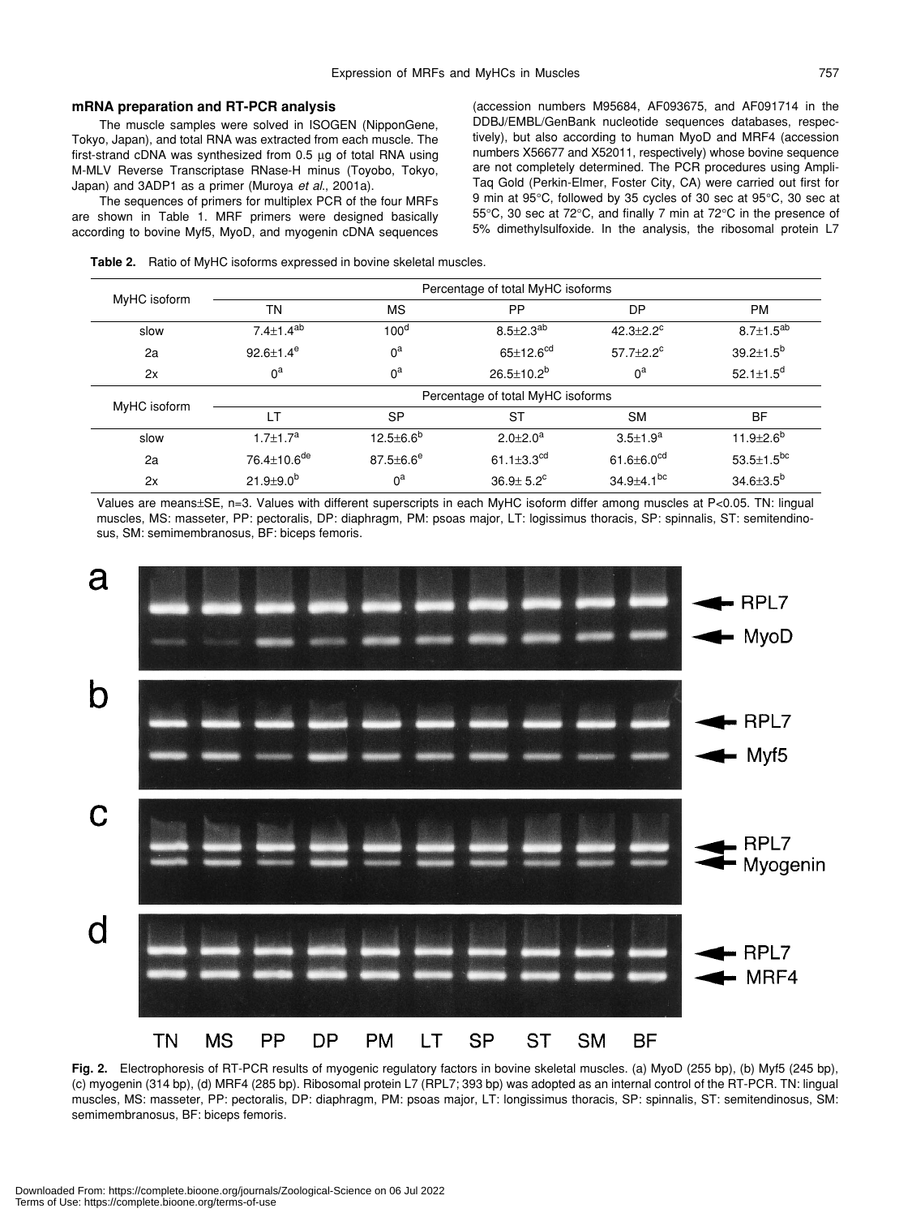### mRNA preparation and RT-PCR analysis

The muscle samples were solved in ISOGEN (NipponGene, Tokyo, Japan), and total RNA was extracted from each muscle. The first-strand cDNA was synthesized from 0.5 µg of total RNA using M-MLV Reverse Transcriptase RNase-H minus (Toyobo, Tokyo, Japan) and 3ADP1 as a primer (Muroya *et al.*, 2001a).

The sequences of primers for multiplex PCR of the four MRFs are shown in Table 1. MRF primers were designed basically according to bovine Myf5, MyoD, and myogenin cDNA sequences (accession numbers M95684, AF093675, and AF091714 in the DDBJ/EMBL/GenBank nucleotide sequences databases, respectively), but also according to human MyoD and MRF4 (accession numbers X56677 and X52011, respectively) whose bovine sequence are not completely determined. The PCR procedures using AmpliTaq Gold (Perkin-Elmer, Foster City, CA) were carried out first for 9 min at 95°C, followed by 35 cycles of 30 sec at 95°C, 30 sec at 55°C, 30 sec at 72°C, and finally 7 min at 72°C in the presence of 5% dimethylsulfoxide. In the analysis, the ribosomal protein L7

**Table 2.** Ratio of MyHC isoforms expressed in bovine skeletal muscles.

| MyHC isoform | Percentage of total MyHC isoforms | | | | |
|---|---|---|---|---|---|
| | TN | MS | PP | DP | PM |
| slow | 7.4±1.4[ab] | 100[d] | 8.5±2.3[ab] | 42.3±2.2[c] | 8.7±1.5[ab] |
| 2a | 92.6±1.4[e] | 0[a] | 65±12.6[cd] | 57.7±2.2[c] | 39.2±1.5[b] |
| 2x | 0[a] | 0[a] | 26.5±10.2[b] | 0[a] | 52.1±1.5[d] |
| **MyHC isoform** | **Percentage of total MyHC isoforms** | | | | |
| | LT | SP | ST | SM | BF |
| slow | 1.7±1.7[a] | 12.5±6.6[b] | 2.0±2.0[a] | 3.5±1.9[a] | 11.9±2.6[b] |
| 2a | 76.4±10.6[de] | 87.5±6.6[e] | 61.1±3.3[cd] | 61.6±6.0[cd] | 53.5±1.5[bc] |
| 2x | 21.9±9.0[b] | 0[a] | 36.9± 5.2[c] | 34.9±4.1[bc] | 34.6±3.5[b] |

Values are means±SE, n=3. Values with different superscripts in each MyHC isoform differ among muscles at P<0.05. TN: lingual muscles, MS: masseter, PP: pectoralis, DP: diaphragm, PM: psoas major, LT: logissimus thoracis, SP: spinnalis, ST: semitendinosus, SM: semimembranosus, BF: biceps femoris.

**Fig. 2.** Electrophoresis of RT-PCR results of myogenic regulatory factors in bovine skeletal muscles. (a) MyoD (255 bp), (b) Myf5 (245 bp), (c) myogenin (314 bp), (d) MRF4 (285 bp). Ribosomal protein L7 (RPL7; 393 bp) was adopted as an internal control of the RT-PCR. TN: lingual muscles, MS: masseter, PP: pectoralis, DP: diaphragm, PM: psoas major, LT: longissimus thoracis, SP: spinnalis, ST: semitendinosus, SM: semimembranosus, BF: biceps femoris.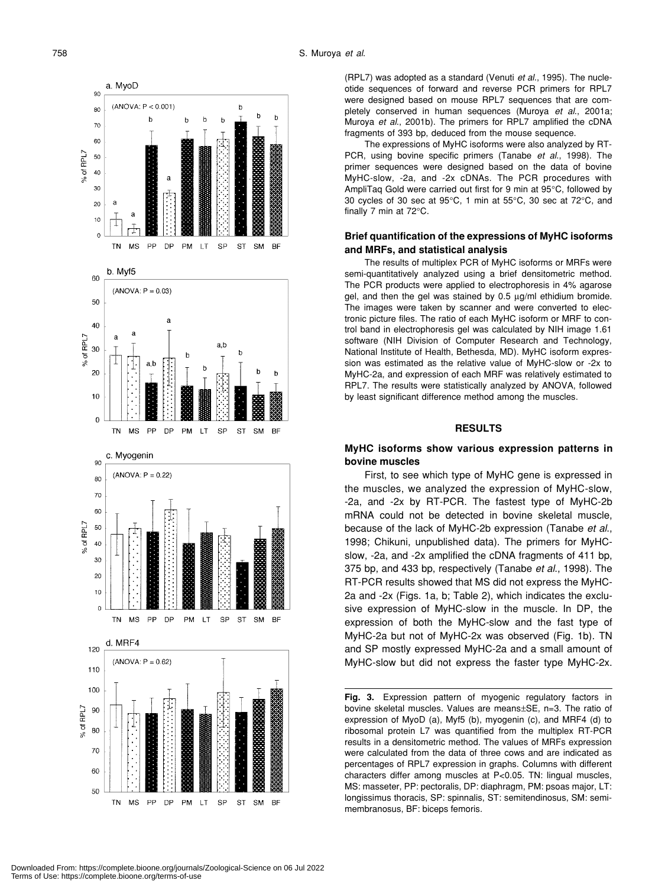(RPL7) was adopted as a standard (Venuti *et al*., 1995). The nucleotide sequences of forward and reverse PCR primers for RPL7 were designed based on mouse RPL7 sequences that are completely conserved in human sequences (Muroya *et al*., 2001a; Muroya *et al*., 2001b). The primers for RPL7 amplified the cDNA fragments of 393 bp, deduced from the mouse sequence.

The expressions of MyHC isoforms were also analyzed by RT-PCR, using bovine specific primers (Tanabe *et al*., 1998). The primer sequences were designed based on the data of bovine MyHC-slow, -2a, and -2x cDNAs. The PCR procedures with AmpliTaq Gold were carried out first for 9 min at 95°C, followed by 30 cycles of 30 sec at 95°C, 1 min at 55°C, 30 sec at 72°C, and finally 7 min at 72°C.

### Brief quantification of the expressions of MyHC isoforms and MRFs, and statistical analysis

The results of multiplex PCR of MyHC isoforms or MRFs were semi-quantitatively analyzed using a brief densitometric method. The PCR products were applied to electrophoresis in 4% agarose gel, and then the gel was stained by 0.5 μg/ml ethidium bromide. The images were taken by scanner and were converted to electronic picture files. The ratio of each MyHC isoform or MRF to control band in electrophoresis gel was calculated by NIH image 1.61 software (NIH Division of Computer Research and Technology, National Institute of Health, Bethesda, MD). MyHC isoform expression was estimated as the relative value of MyHC-slow or -2x to MyHC-2a, and expression of each MRF was relatively estimated to RPL7. The results were statistically analyzed by ANOVA, followed by least significant difference method among the muscles.

## RESULTS

### MyHC isoforms show various expression patterns in bovine muscles

First, to see which type of MyHC gene is expressed in the muscles, we analyzed the expression of MyHC-slow, -2a, and -2x by RT-PCR. The fastest type of MyHC-2b mRNA could not be detected in bovine skeletal muscle, because of the lack of MyHC-2b expression (Tanabe *et al*., 1998; Chikuni, unpublished data). The primers for MyHC-slow, -2a, and -2x amplified the cDNA fragments of 411 bp, 375 bp, and 433 bp, respectively (Tanabe *et al*., 1998). The RT-PCR results showed that MS did not express the MyHC-2a and -2x (Figs. 1a, b; Table 2), which indicates the exclusive expression of MyHC-slow in the muscle. In DP, the expression of both the MyHC-slow and the fast type of MyHC-2a but not of MyHC-2x was observed (Fig. 1b). TN and SP mostly expressed MyHC-2a and a small amount of MyHC-slow but did not express the faster type MyHC-2x.

**Fig. 3.** Expression pattern of myogenic regulatory factors in bovine skeletal muscles. Values are means±SE, n=3. The ratio of expression of MyoD (a), Myf5 (b), myogenin (c), and MRF4 (d) to ribosomal protein L7 was quantified from the multiplex RT-PCR results in a densitometric method. The values of MRFs expression were calculated from the data of three cows and are indicated as percentages of RPL7 expression in graphs. Columns with different characters differ among muscles at P<0.05. TN: lingual muscles, MS: masseter, PP: pectoralis, DP: diaphragm, PM: psoas major, LT: longissimus thoracis, SP: spinnalis, ST: semitendinosus, SM: semimembranosus, BF: biceps femoris.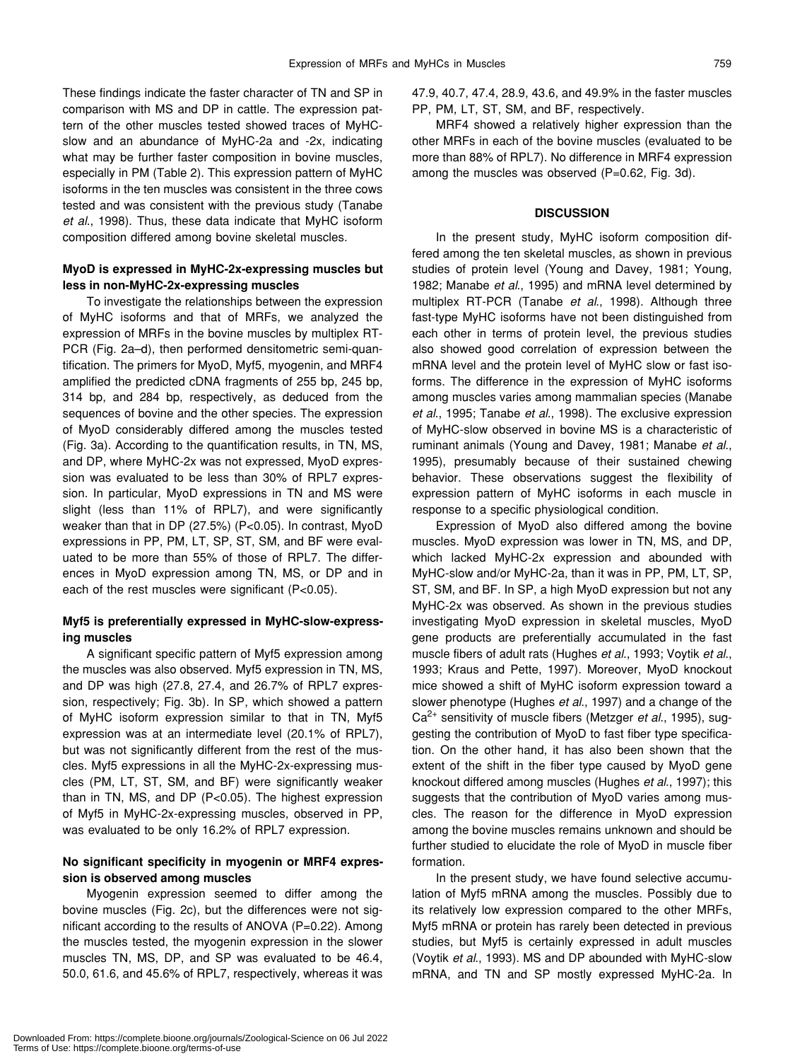These findings indicate the faster character of TN and SP in comparison with MS and DP in cattle. The expression pattern of the other muscles tested showed traces of MyHC-slow and an abundance of MyHC-2a and -2x, indicating what may be further faster composition in bovine muscles, especially in PM (Table 2). This expression pattern of MyHC isoforms in the ten muscles was consistent in the three cows tested and was consistent with the previous study (Tanabe *et al.*, 1998). Thus, these data indicate that MyHC isoform composition differed among bovine skeletal muscles.

### MyoD is expressed in MyHC-2x-expressing muscles but less in non-MyHC-2x-expressing muscles

To investigate the relationships between the expression of MyHC isoforms and that of MRFs, we analyzed the expression of MRFs in the bovine muscles by multiplex RT-PCR (Fig. 2a–d), then performed densitometric semi-quantification. The primers for MyoD, Myf5, myogenin, and MRF4 amplified the predicted cDNA fragments of 255 bp, 245 bp, 314 bp, and 284 bp, respectively, as deduced from the sequences of bovine and the other species. The expression of MyoD considerably differed among the muscles tested (Fig. 3a). According to the quantification results, in TN, MS, and DP, where MyHC-2x was not expressed, MyoD expression was evaluated to be less than 30% of RPL7 expression. In particular, MyoD expressions in TN and MS were slight (less than 11% of RPL7), and were significantly weaker than that in DP (27.5%) ($P<0.05$). In contrast, MyoD expressions in PP, PM, LT, SP, ST, SM, and BF were evaluated to be more than 55% of those of RPL7. The differences in MyoD expression among TN, MS, or DP and in each of the rest muscles were significant ($P<0.05$).

### Myf5 is preferentially expressed in MyHC-slow-expressing muscles

A significant specific pattern of Myf5 expression among the muscles was also observed. Myf5 expression in TN, MS, and DP was high (27.8, 27.4, and 26.7% of RPL7 expression, respectively; Fig. 3b). In SP, which showed a pattern of MyHC isoform expression similar to that in TN, Myf5 expression was at an intermediate level (20.1% of RPL7), but was not significantly different from the rest of the muscles. Myf5 expressions in all the MyHC-2x-expressing muscles (PM, LT, ST, SM, and BF) were significantly weaker than in TN, MS, and DP ($P<0.05$). The highest expression of Myf5 in MyHC-2x-expressing muscles, observed in PP, was evaluated to be only 16.2% of RPL7 expression.

### No significant specificity in myogenin or MRF4 expression is observed among muscles

Myogenin expression seemed to differ among the bovine muscles (Fig. 2c), but the differences were not significant according to the results of ANOVA ($P=0.22$). Among the muscles tested, the myogenin expression in the slower muscles TN, MS, DP, and SP was evaluated to be 46.4, 50.0, 61.6, and 45.6% of RPL7, respectively, whereas it was 47.9, 40.7, 47.4, 28.9, 43.6, and 49.9% in the faster muscles PP, PM, LT, ST, SM, and BF, respectively.

MRF4 showed a relatively higher expression than the other MRFs in each of the bovine muscles (evaluated to be more than 88% of RPL7). No difference in MRF4 expression among the muscles was observed ($P=0.62$, Fig. 3d).

## DISCUSSION

In the present study, MyHC isoform composition differed among the ten skeletal muscles, as shown in previous studies of protein level (Young and Davey, 1981; Young, 1982; Manabe *et al.*, 1995) and mRNA level determined by multiplex RT-PCR (Tanabe *et al.*, 1998). Although three fast-type MyHC isoforms have not been distinguished from each other in terms of protein level, the previous studies also showed good correlation of expression between the mRNA level and the protein level of MyHC slow or fast isoforms. The difference in the expression of MyHC isoforms among muscles varies among mammalian species (Manabe *et al.*, 1995; Tanabe *et al.*, 1998). The exclusive expression of MyHC-slow observed in bovine MS is a characteristic of ruminant animals (Young and Davey, 1981; Manabe *et al.*, 1995), presumably because of their sustained chewing behavior. These observations suggest the flexibility of expression pattern of MyHC isoforms in each muscle in response to a specific physiological condition.

Expression of MyoD also differed among the bovine muscles. MyoD expression was lower in TN, MS, and DP, which lacked MyHC-2x expression and abounded with MyHC-slow and/or MyHC-2a, than it was in PP, PM, LT, SP, ST, SM, and BF. In SP, a high MyoD expression but not any MyHC-2x was observed. As shown in the previous studies investigating MyoD expression in skeletal muscles, MyoD gene products are preferentially accumulated in the fast muscle fibers of adult rats (Hughes *et al.*, 1993; Voytik *et al.*, 1993; Kraus and Pette, 1997). Moreover, MyoD knockout mice showed a shift of MyHC isoform expression toward a slower phenotype (Hughes *et al.*, 1997) and a change of the $Ca^{2+}$ sensitivity of muscle fibers (Metzger *et al.*, 1995), suggesting the contribution of MyoD to fast fiber type specification. On the other hand, it has also been shown that the extent of the shift in the fiber type caused by MyoD gene knockout differed among muscles (Hughes *et al.*, 1997); this suggests that the contribution of MyoD varies among muscles. The reason for the difference in MyoD expression among the bovine muscles remains unknown and should be further studied to elucidate the role of MyoD in muscle fiber formation.

In the present study, we have found selective accumulation of Myf5 mRNA among the muscles. Possibly due to its relatively low expression compared to the other MRFs, Myf5 mRNA or protein has rarely been detected in previous studies, but Myf5 is certainly expressed in adult muscles (Voytik *et al.*, 1993). MS and DP abounded with MyHC-slow mRNA, and TN and SP mostly expressed MyHC-2a. In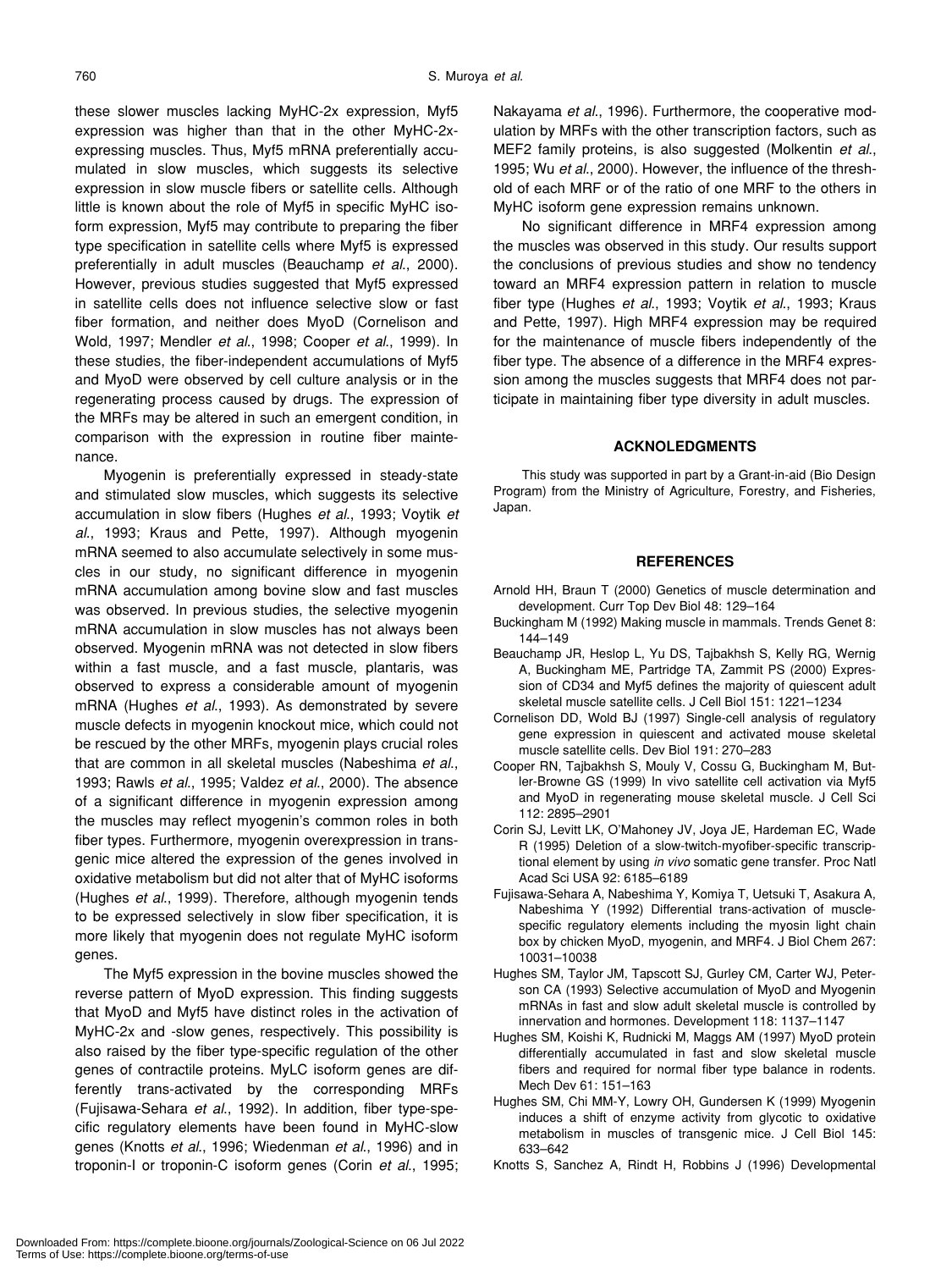these slower muscles lacking MyHC-2x expression, Myf5 expression was higher than that in the other MyHC-2x-expressing muscles. Thus, Myf5 mRNA preferentially accumulated in slow muscles, which suggests its selective expression in slow muscle fibers or satellite cells. Although little is known about the role of Myf5 in specific MyHC isoform expression, Myf5 may contribute to preparing the fiber type specification in satellite cells where Myf5 is expressed preferentially in adult muscles (Beauchamp *et al*., 2000). However, previous studies suggested that Myf5 expressed in satellite cells does not influence selective slow or fast fiber formation, and neither does MyoD (Cornelison and Wold, 1997; Mendler *et al*., 1998; Cooper *et al*., 1999). In these studies, the fiber-independent accumulations of Myf5 and MyoD were observed by cell culture analysis or in the regenerating process caused by drugs. The expression of the MRFs may be altered in such an emergent condition, in comparison with the expression in routine fiber maintenance.

Myogenin is preferentially expressed in steady-state and stimulated slow muscles, which suggests its selective accumulation in slow fibers (Hughes *et al*., 1993; Voytik *et al*., 1993; Kraus and Pette, 1997). Although myogenin mRNA seemed to also accumulate selectively in some muscles in our study, no significant difference in myogenin mRNA accumulation among bovine slow and fast muscles was observed. In previous studies, the selective myogenin mRNA accumulation in slow muscles has not always been observed. Myogenin mRNA was not detected in slow fibers within a fast muscle, and a fast muscle, plantaris, was observed to express a considerable amount of myogenin mRNA (Hughes *et al*., 1993). As demonstrated by severe muscle defects in myogenin knockout mice, which could not be rescued by the other MRFs, myogenin plays crucial roles that are common in all skeletal muscles (Nabeshima *et al*., 1993; Rawls *et al*., 1995; Valdez *et al*., 2000). The absence of a significant difference in myogenin expression among the muscles may reflect myogenin's common roles in both fiber types. Furthermore, myogenin overexpression in transgenic mice altered the expression of the genes involved in oxidative metabolism but did not alter that of MyHC isoforms (Hughes *et al*., 1999). Therefore, although myogenin tends to be expressed selectively in slow fiber specification, it is more likely that myogenin does not regulate MyHC isoform genes.

The Myf5 expression in the bovine muscles showed the reverse pattern of MyoD expression. This finding suggests that MyoD and Myf5 have distinct roles in the activation of MyHC-2x and -slow genes, respectively. This possibility is also raised by the fiber type-specific regulation of the other genes of contractile proteins. MyLC isoform genes are differently trans-activated by the corresponding MRFs (Fujisawa-Sehara *et al*., 1992). In addition, fiber type-specific regulatory elements have been found in MyHC-slow genes (Knotts *et al*., 1996; Wiedenman *et al*., 1996) and in troponin-I or troponin-C isoform genes (Corin *et al*., 1995; Nakayama *et al*., 1996). Furthermore, the cooperative modulation by MRFs with the other transcription factors, such as MEF2 family proteins, is also suggested (Molkentin *et al*., 1995; Wu *et al*., 2000). However, the influence of the threshold of each MRF or of the ratio of one MRF to the others in MyHC isoform gene expression remains unknown.

No significant difference in MRF4 expression among the muscles was observed in this study. Our results support the conclusions of previous studies and show no tendency toward an MRF4 expression pattern in relation to muscle fiber type (Hughes *et al*., 1993; Voytik *et al*., 1993; Kraus and Pette, 1997). High MRF4 expression may be required for the maintenance of muscle fibers independently of the fiber type. The absence of a difference in the MRF4 expression among the muscles suggests that MRF4 does not participate in maintaining fiber type diversity in adult muscles.

## ACKNOLEDGMENTS

This study was supported in part by a Grant-in-aid (Bio Design Program) from the Ministry of Agriculture, Forestry, and Fisheries, Japan.

## REFERENCES

- Arnold HH, Braun T (2000) Genetics of muscle determination and development. Curr Top Dev Biol 48: 129–164
- Buckingham M (1992) Making muscle in mammals. Trends Genet 8: 144–149
- Beauchamp JR, Heslop L, Yu DS, Tajbakhsh S, Kelly RG, Wernig A, Buckingham ME, Partridge TA, Zammit PS (2000) Expression of CD34 and Myf5 defines the majority of quiescent adult skeletal muscle satellite cells. J Cell Biol 151: 1221–1234
- Cornelison DD, Wold BJ (1997) Single-cell analysis of regulatory gene expression in quiescent and activated mouse skeletal muscle satellite cells. Dev Biol 191: 270–283
- Cooper RN, Tajbakhsh S, Mouly V, Cossu G, Buckingham M, Butler-Browne GS (1999) In vivo satellite cell activation via Myf5 and MyoD in regenerating mouse skeletal muscle. J Cell Sci 112: 2895–2901
- Corin SJ, Levitt LK, O'Mahoney JV, Joya JE, Hardeman EC, Wade R (1995) Deletion of a slow-twitch-myofiber-specific transcriptional element by using *in vivo* somatic gene transfer. Proc Natl Acad Sci USA 92: 6185–6189
- Fujisawa-Sehara A, Nabeshima Y, Komiya T, Uetsuki T, Asakura A, Nabeshima Y (1992) Differential trans-activation of muscle-specific regulatory elements including the myosin light chain box by chicken MyoD, myogenin, and MRF4. J Biol Chem 267: 10031–10038
- Hughes SM, Taylor JM, Tapscott SJ, Gurley CM, Carter WJ, Peterson CA (1993) Selective accumulation of MyoD and Myogenin mRNAs in fast and slow adult skeletal muscle is controlled by innervation and hormones. Development 118: 1137–1147
- Hughes SM, Koishi K, Rudnicki M, Maggs AM (1997) MyoD protein differentially accumulated in fast and slow skeletal muscle fibers and required for normal fiber type balance in rodents. Mech Dev 61: 151–163
- Hughes SM, Chi MM-Y, Lowry OH, Gundersen K (1999) Myogenin induces a shift of enzyme activity from glycotic to oxidative metabolism in muscles of transgenic mice. J Cell Biol 145: 633–642
- Knotts S, Sanchez A, Rindt H, Robbins J (1996) Developmental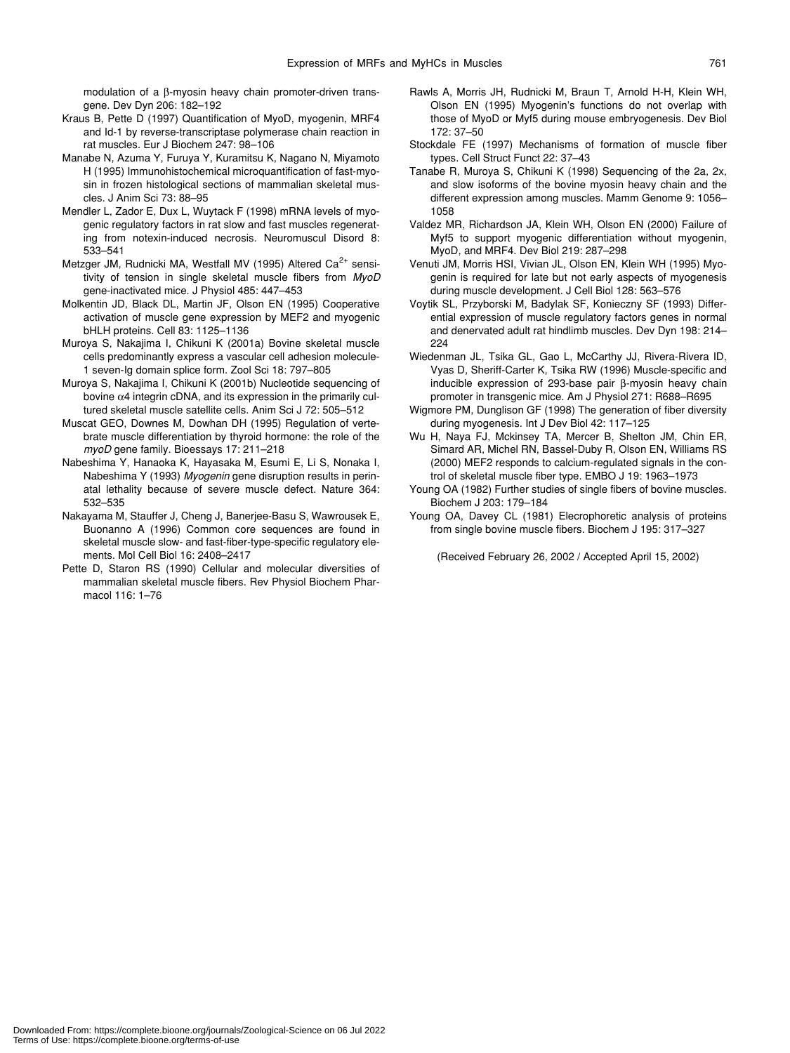modulation of a β-myosin heavy chain promoter-driven transgene. Dev Dyn 206: 182–192

Kraus B, Pette D (1997) Quantification of MyoD, myogenin, MRF4 and Id-1 by reverse-transcriptase polymerase chain reaction in rat muscles. Eur J Biochem 247: 98–106

Manabe N, Azuma Y, Furuya Y, Kuramitsu K, Nagano N, Miyamoto H (1995) Immunohistochemical microquantification of fast-myosin in frozen histological sections of mammalian skeletal muscles. J Anim Sci 73: 88–95

Mendler L, Zador E, Dux L, Wuytack F (1998) mRNA levels of myogenic regulatory factors in rat slow and fast muscles regenerating from notexin-induced necrosis. Neuromuscul Disord 8: 533–541

Metzger JM, Rudnicki MA, Westfall MV (1995) Altered $Ca^{2+}$ sensitivity of tension in single skeletal muscle fibers from *MyoD* gene-inactivated mice. J Physiol 485: 447–453

Molkentin JD, Black DL, Martin JF, Olson EN (1995) Cooperative activation of muscle gene expression by MEF2 and myogenic bHLH proteins. Cell 83: 1125–1136

Muroya S, Nakajima I, Chikuni K (2001a) Bovine skeletal muscle cells predominantly express a vascular cell adhesion molecule-1 seven-Ig domain splice form. Zool Sci 18: 797–805

Muroya S, Nakajima I, Chikuni K (2001b) Nucleotide sequencing of bovine α4 integrin cDNA, and its expression in the primarily cultured skeletal muscle satellite cells. Anim Sci J 72: 505–512

Muscat GEO, Downes M, Dowhan DH (1995) Regulation of vertebrate muscle differentiation by thyroid hormone: the role of the *myoD* gene family. Bioessays 17: 211–218

Nabeshima Y, Hanaoka K, Hayasaka M, Esumi E, Li S, Nonaka I, Nabeshima Y (1993) *Myogenin* gene disruption results in perinatal lethality because of severe muscle defect. Nature 364: 532–535

Nakayama M, Stauffer J, Cheng J, Banerjee-Basu S, Wawrousek E, Buonanno A (1996) Common core sequences are found in skeletal muscle slow- and fast-fiber-type-specific regulatory elements. Mol Cell Biol 16: 2408–2417

Pette D, Staron RS (1990) Cellular and molecular diversities of mammalian skeletal muscle fibers. Rev Physiol Biochem Pharmacol 116: 1–76

Rawls A, Morris JH, Rudnicki M, Braun T, Arnold H-H, Klein WH, Olson EN (1995) Myogenin's functions do not overlap with those of MyoD or Myf5 during mouse embryogenesis. Dev Biol 172: 37–50

Stockdale FE (1997) Mechanisms of formation of muscle fiber types. Cell Struct Funct 22: 37–43

Tanabe R, Muroya S, Chikuni K (1998) Sequencing of the 2a, 2x, and slow isoforms of the bovine myosin heavy chain and the different expression among muscles. Mamm Genome 9: 1056–1058

Valdez MR, Richardson JA, Klein WH, Olson EN (2000) Failure of Myf5 to support myogenic differentiation without myogenin, MyoD, and MRF4. Dev Biol 219: 287–298

Venuti JM, Morris HSI, Vivian JL, Olson EN, Klein WH (1995) Myogenin is required for late but not early aspects of myogenesis during muscle development. J Cell Biol 128: 563–576

Voytik SL, Przyborski M, Badylak SF, Konieczny SF (1993) Differential expression of muscle regulatory factors genes in normal and denervated adult rat hindlimb muscles. Dev Dyn 198: 214–224

Wiedenman JL, Tsika GL, Gao L, McCarthy JJ, Rivera-Rivera ID, Vyas D, Sheriff-Carter K, Tsika RW (1996) Muscle-specific and inducible expression of 293-base pair β-myosin heavy chain promoter in transgenic mice. Am J Physiol 271: R688–R695

Wigmore PM, Dunglison GF (1998) The generation of fiber diversity during myogenesis. Int J Dev Biol 42: 117–125

Wu H, Naya FJ, Mckinsey TA, Mercer B, Shelton JM, Chin ER, Simard AR, Michel RN, Bassel-Duby R, Olson EN, Williams RS (2000) MEF2 responds to calcium-regulated signals in the control of skeletal muscle fiber type. EMBO J 19: 1963–1973

Young OA (1982) Further studies of single fibers of bovine muscles. Biochem J 203: 179–184

Young OA, Davey CL (1981) Elecrophoretic analysis of proteins from single bovine muscle fibers. Biochem J 195: 317–327

(Received February 26, 2002 / Accepted April 15, 2002)